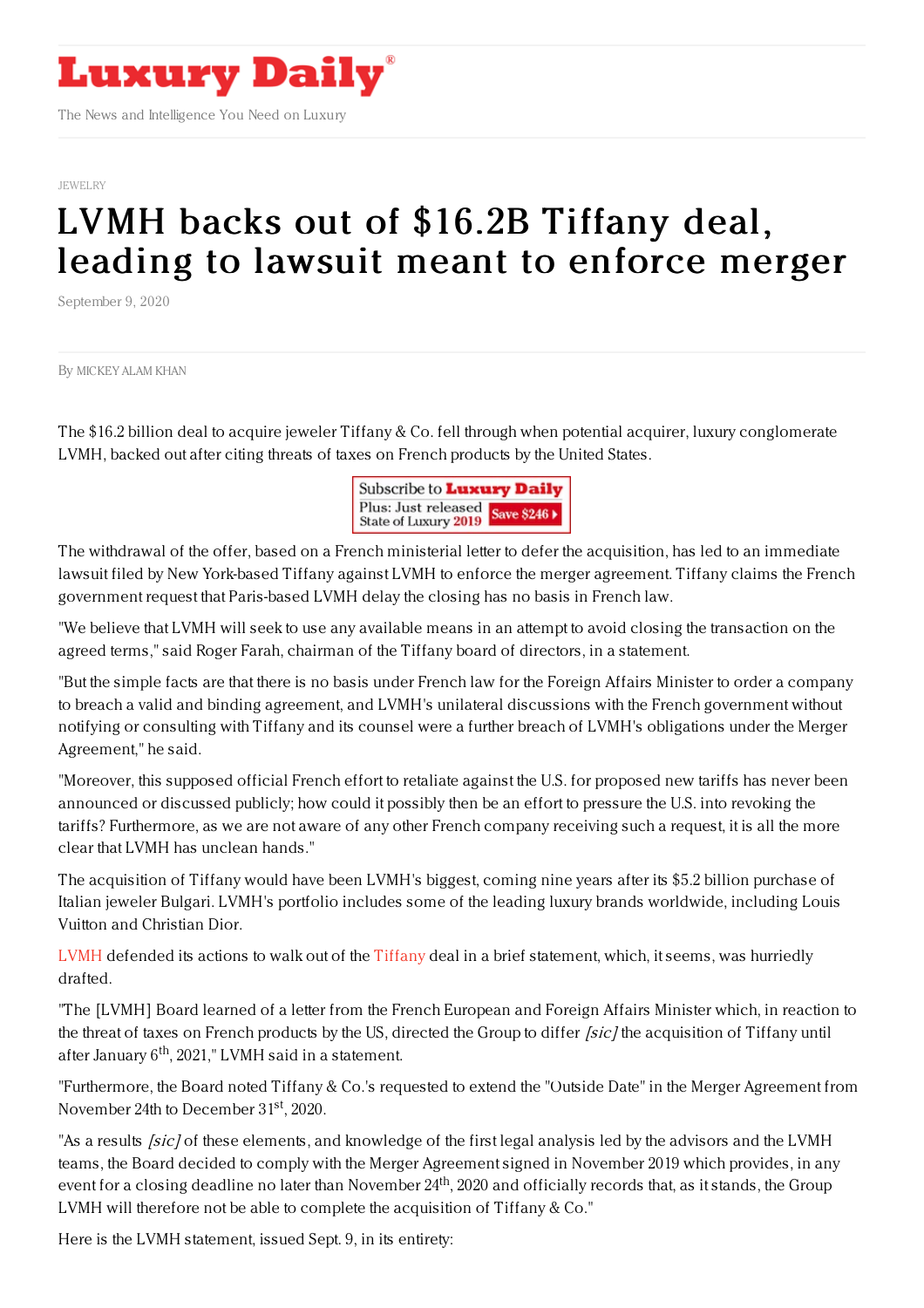# Luxury Daily

The News and Intelligence You Need on Luxury

JEWELRY

# LVMH backs out of $16.2B Tiffany deal, leading to lawsuit meant to enforce merger

September 9, 2020

By MICKEY ALAM KHAN

The $16.2 billion deal to acquire jeweler Tiffany & Co. fell through when potential acquirer, luxury conglomerate LVMH, backed out after citing threats of taxes on French products by the United States.

The withdrawal of the offer, based on a French ministerial letter to defer the acquisition, has led to an immediate lawsuit filed by New York-based Tiffany against LVMH to enforce the merger agreement. Tiffany claims the French government request that Paris-based LVMH delay the closing has no basis in French law.

"We believe that LVMH will seek to use any available means in an attempt to avoid closing the transaction on the agreed terms," said Roger Farah, chairman of the Tiffany board of directors, in a statement.

"But the simple facts are that there is no basis under French law for the Foreign Affairs Minister to order a company to breach a valid and binding agreement, and LVMH's unilateral discussions with the French government without notifying or consulting with Tiffany and its counsel were a further breach of LVMH's obligations under the Merger Agreement," he said.

"Moreover, this supposed official French effort to retaliate against the U.S. for proposed new tariffs has never been announced or discussed publicly; how could it possibly then be an effort to pressure the U.S. into revoking the tariffs? Furthermore, as we are not aware of any other French company receiving such a request, it is all the more clear that LVMH has unclean hands."

The acquisition of Tiffany would have been LVMH's biggest, coming nine years after its $5.2 billion purchase of Italian jeweler Bulgari. LVMH's portfolio includes some of the leading luxury brands worldwide, including Louis Vuitton and Christian Dior.

LVMH defended its actions to walk out of the Tiffany deal in a brief statement, which, it seems, was hurriedly drafted.

"The [LVMH] Board learned of a letter from the French European and Foreign Affairs Minister which, in reaction to the threat of taxes on French products by the US, directed the Group to differ *[sic]* the acquisition of Tiffany until after January 6th, 2021," LVMH said in a statement.

"Furthermore, the Board noted Tiffany & Co.'s requested to extend the "Outside Date" in the Merger Agreement from November 24th to December 31st, 2020.

"As a results *[sic]* of these elements, and knowledge of the first legal analysis led by the advisors and the LVMH teams, the Board decided to comply with the Merger Agreement signed in November 2019 which provides, in any event for a closing deadline no later than November 24th, 2020 and officially records that, as it stands, the Group LVMH will therefore not be able to complete the acquisition of Tiffany & Co."

Here is the LVMH statement, issued Sept. 9, in its entirety: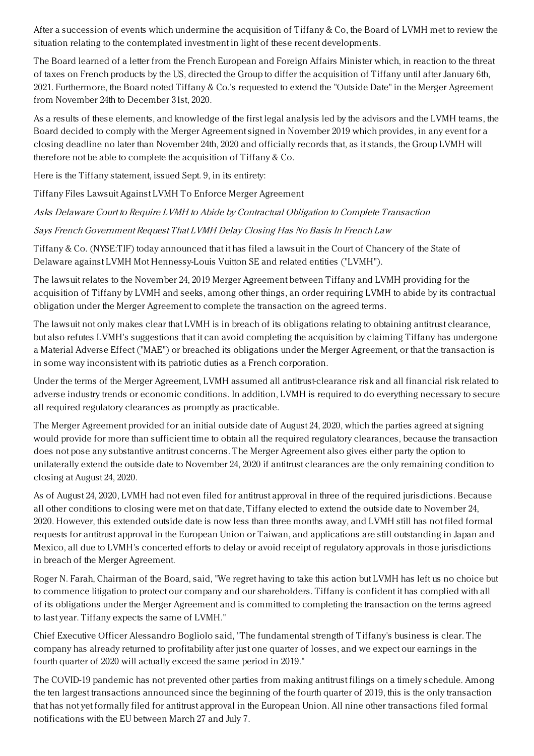After a succession of events which undermine the acquisition of Tiffany & Co, the Board of LVMH met to review the situation relating to the contemplated investment in light of these recent developments.

The Board learned of a letter from the French European and Foreign Affairs Minister which, in reaction to the threat of taxes on French products by the US, directed the Group to differ the acquisition of Tiffany until after January 6th, 2021. Furthermore, the Board noted Tiffany & Co.'s requested to extend the "Outside Date" in the Merger Agreement from November 24th to December 31st, 2020.

As a results of these elements, and knowledge of the first legal analysis led by the advisors and the LVMH teams, the Board decided to comply with the Merger Agreement signed in November 2019 which provides, in any event for a closing deadline no later than November 24th, 2020 and officially records that, as it stands, the Group LVMH will therefore not be able to complete the acquisition of Tiffany & Co.

Here is the Tiffany statement, issued Sept. 9, in its entirety:

Tiffany Files Lawsuit Against LVMH To Enforce Merger Agreement

*Asks Delaware Court to Require LVMH to Abide by Contractual Obligation to Complete Transaction*

*Says French Government Request That LVMH Delay Closing Has No Basis In French Law*

Tiffany & Co. (NYSE:TIF) today announced that it has filed a lawsuit in the Court of Chancery of the State of Delaware against LVMH Mot Hennessy-Louis Vuitton SE and related entities ("LVMH").

The lawsuit relates to the November 24, 2019 Merger Agreement between Tiffany and LVMH providing for the acquisition of Tiffany by LVMH and seeks, among other things, an order requiring LVMH to abide by its contractual obligation under the Merger Agreement to complete the transaction on the agreed terms.

The lawsuit not only makes clear that LVMH is in breach of its obligations relating to obtaining antitrust clearance, but also refutes LVMH's suggestions that it can avoid completing the acquisition by claiming Tiffany has undergone a Material Adverse Effect ("MAE") or breached its obligations under the Merger Agreement, or that the transaction is in some way inconsistent with its patriotic duties as a French corporation.

Under the terms of the Merger Agreement, LVMH assumed all antitrust-clearance risk and all financial risk related to adverse industry trends or economic conditions. In addition, LVMH is required to do everything necessary to secure all required regulatory clearances as promptly as practicable.

The Merger Agreement provided for an initial outside date of August 24, 2020, which the parties agreed at signing would provide for more than sufficient time to obtain all the required regulatory clearances, because the transaction does not pose any substantive antitrust concerns. The Merger Agreement also gives either party the option to unilaterally extend the outside date to November 24, 2020 if antitrust clearances are the only remaining condition to closing at August 24, 2020.

As of August 24, 2020, LVMH had not even filed for antitrust approval in three of the required jurisdictions. Because all other conditions to closing were met on that date, Tiffany elected to extend the outside date to November 24, 2020. However, this extended outside date is now less than three months away, and LVMH still has not filed formal requests for antitrust approval in the European Union or Taiwan, and applications are still outstanding in Japan and Mexico, all due to LVMH's concerted efforts to delay or avoid receipt of regulatory approvals in those jurisdictions in breach of the Merger Agreement.

Roger N. Farah, Chairman of the Board, said, "We regret having to take this action but LVMH has left us no choice but to commence litigation to protect our company and our shareholders. Tiffany is confident it has complied with all of its obligations under the Merger Agreement and is committed to completing the transaction on the terms agreed to last year. Tiffany expects the same of LVMH."

Chief Executive Officer Alessandro Bogliolo said, "The fundamental strength of Tiffany's business is clear. The company has already returned to profitability after just one quarter of losses, and we expect our earnings in the fourth quarter of 2020 will actually exceed the same period in 2019."

The COVID-19 pandemic has not prevented other parties from making antitrust filings on a timely schedule. Among the ten largest transactions announced since the beginning of the fourth quarter of 2019, this is the only transaction that has not yet formally filed for antitrust approval in the European Union. All nine other transactions filed formal notifications with the EU between March 27 and July 7.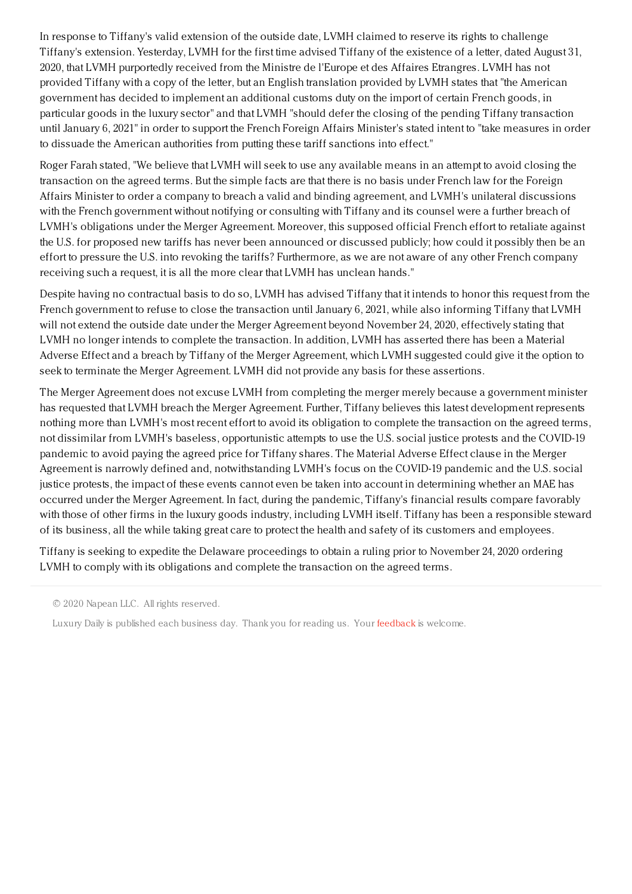In response to Tiffany's valid extension of the outside date, LVMH claimed to reserve its rights to challenge Tiffany's extension. Yesterday, LVMH for the first time advised Tiffany of the existence of a letter, dated August 31, 2020, that LVMH purportedly received from the Ministre de l'Europe et des Affaires Etrangres. LVMH has not provided Tiffany with a copy of the letter, but an English translation provided by LVMH states that "the American government has decided to implement an additional customs duty on the import of certain French goods, in particular goods in the luxury sector" and that LVMH "should defer the closing of the pending Tiffany transaction until January 6, 2021" in order to support the French Foreign Affairs Minister's stated intent to "take measures in order to dissuade the American authorities from putting these tariff sanctions into effect."

Roger Farah stated, "We believe that LVMH will seek to use any available means in an attempt to avoid closing the transaction on the agreed terms. But the simple facts are that there is no basis under French law for the Foreign Affairs Minister to order a company to breach a valid and binding agreement, and LVMH's unilateral discussions with the French government without notifying or consulting with Tiffany and its counsel were a further breach of LVMH's obligations under the Merger Agreement. Moreover, this supposed official French effort to retaliate against the U.S. for proposed new tariffs has never been announced or discussed publicly; how could it possibly then be an effort to pressure the U.S. into revoking the tariffs? Furthermore, as we are not aware of any other French company receiving such a request, it is all the more clear that LVMH has unclean hands."

Despite having no contractual basis to do so, LVMH has advised Tiffany that it intends to honor this request from the French government to refuse to close the transaction until January 6, 2021, while also informing Tiffany that LVMH will not extend the outside date under the Merger Agreement beyond November 24, 2020, effectively stating that LVMH no longer intends to complete the transaction. In addition, LVMH has asserted there has been a Material Adverse Effect and a breach by Tiffany of the Merger Agreement, which LVMH suggested could give it the option to seek to terminate the Merger Agreement. LVMH did not provide any basis for these assertions.

The Merger Agreement does not excuse LVMH from completing the merger merely because a government minister has requested that LVMH breach the Merger Agreement. Further, Tiffany believes this latest development represents nothing more than LVMH's most recent effort to avoid its obligation to complete the transaction on the agreed terms, not dissimilar from LVMH's baseless, opportunistic attempts to use the U.S. social justice protests and the COVID-19 pandemic to avoid paying the agreed price for Tiffany shares. The Material Adverse Effect clause in the Merger Agreement is narrowly defined and, notwithstanding LVMH's focus on the COVID-19 pandemic and the U.S. social justice protests, the impact of these events cannot even be taken into account in determining whether an MAE has occurred under the Merger Agreement. In fact, during the pandemic, Tiffany's financial results compare favorably with those of other firms in the luxury goods industry, including LVMH itself. Tiffany has been a responsible steward of its business, all the while taking great care to protect the health and safety of its customers and employees.

Tiffany is seeking to expedite the Delaware proceedings to obtain a ruling prior to November 24, 2020 ordering LVMH to comply with its obligations and complete the transaction on the agreed terms.

© 2020 Napean LLC. All rights reserved.

Luxury Daily is published each business day. Thank you for reading us. Your feedback is welcome.